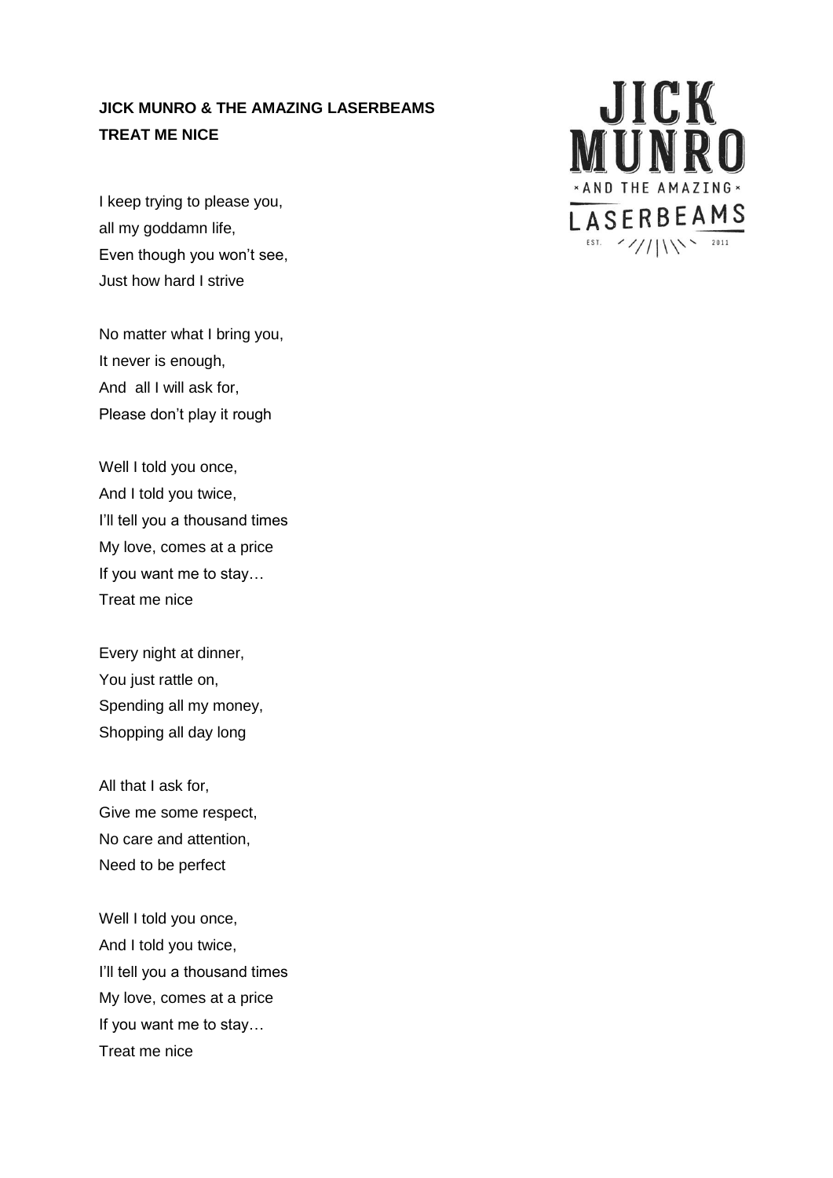**JICK MUNRO & THE AMAZING LASERBEAMS**
**TREAT ME NICE**

I keep trying to please you,
all my goddamn life,
Even though you won't see,
Just how hard I strive

No matter what I bring you,
It never is enough,
And all I will ask for,
Please don't play it rough

Well I told you once,
And I told you twice,
I'll tell you a thousand times
My love, comes at a price
If you want me to stay…
Treat me nice

Every night at dinner,
You just rattle on,
Spending all my money,
Shopping all day long

All that I ask for,
Give me some respect,
No care and attention,
Need to be perfect

Well I told you once,
And I told you twice,
I'll tell you a thousand times
My love, comes at a price
If you want me to stay…
Treat me nice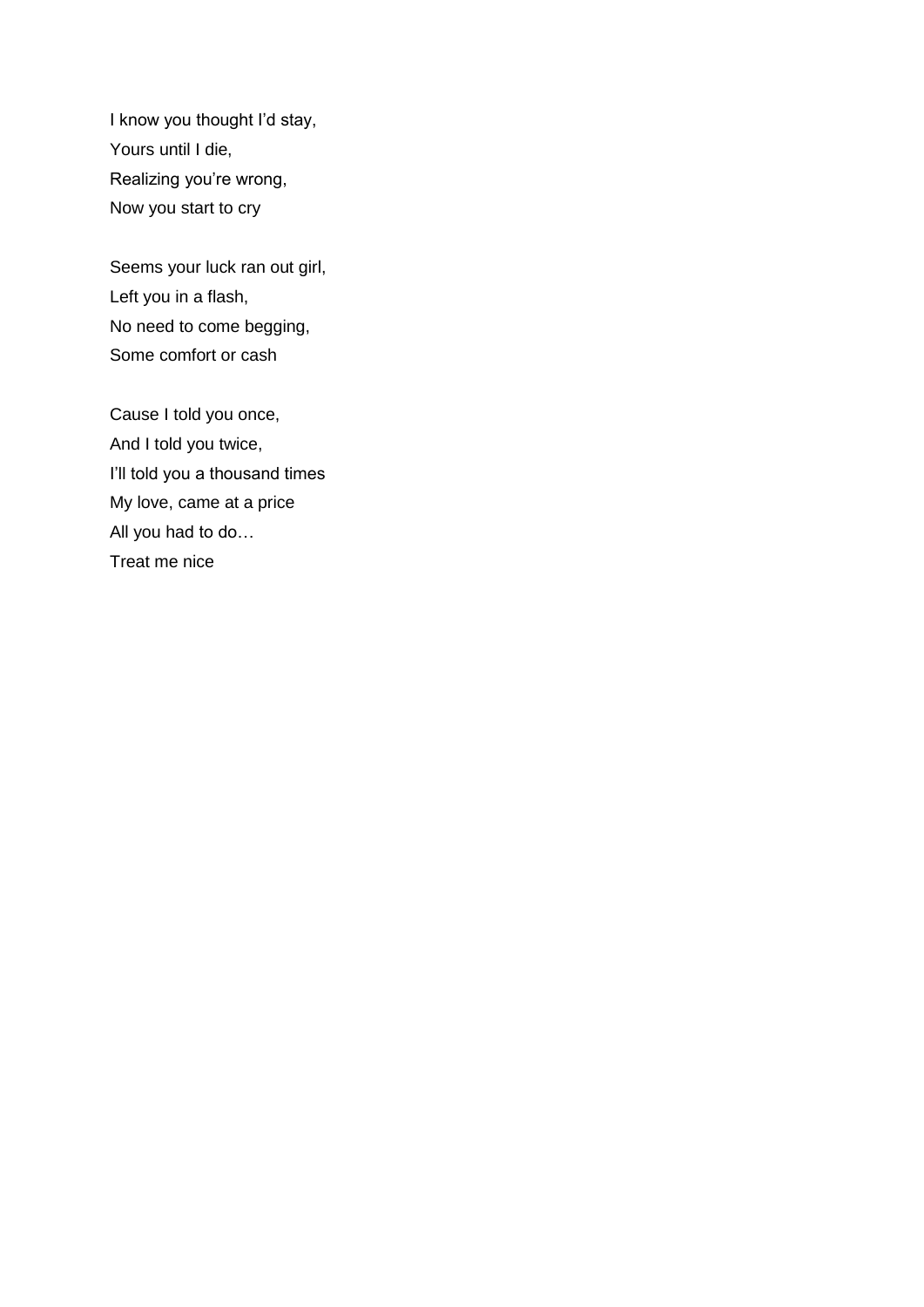I know you thought I'd stay,  
Yours until I die,  
Realizing you're wrong,  
Now you start to cry

Seems your luck ran out girl,  
Left you in a flash,  
No need to come begging,  
Some comfort or cash

Cause I told you once,  
And I told you twice,  
I'll told you a thousand times  
My love, came at a price  
All you had to do…  
Treat me nice